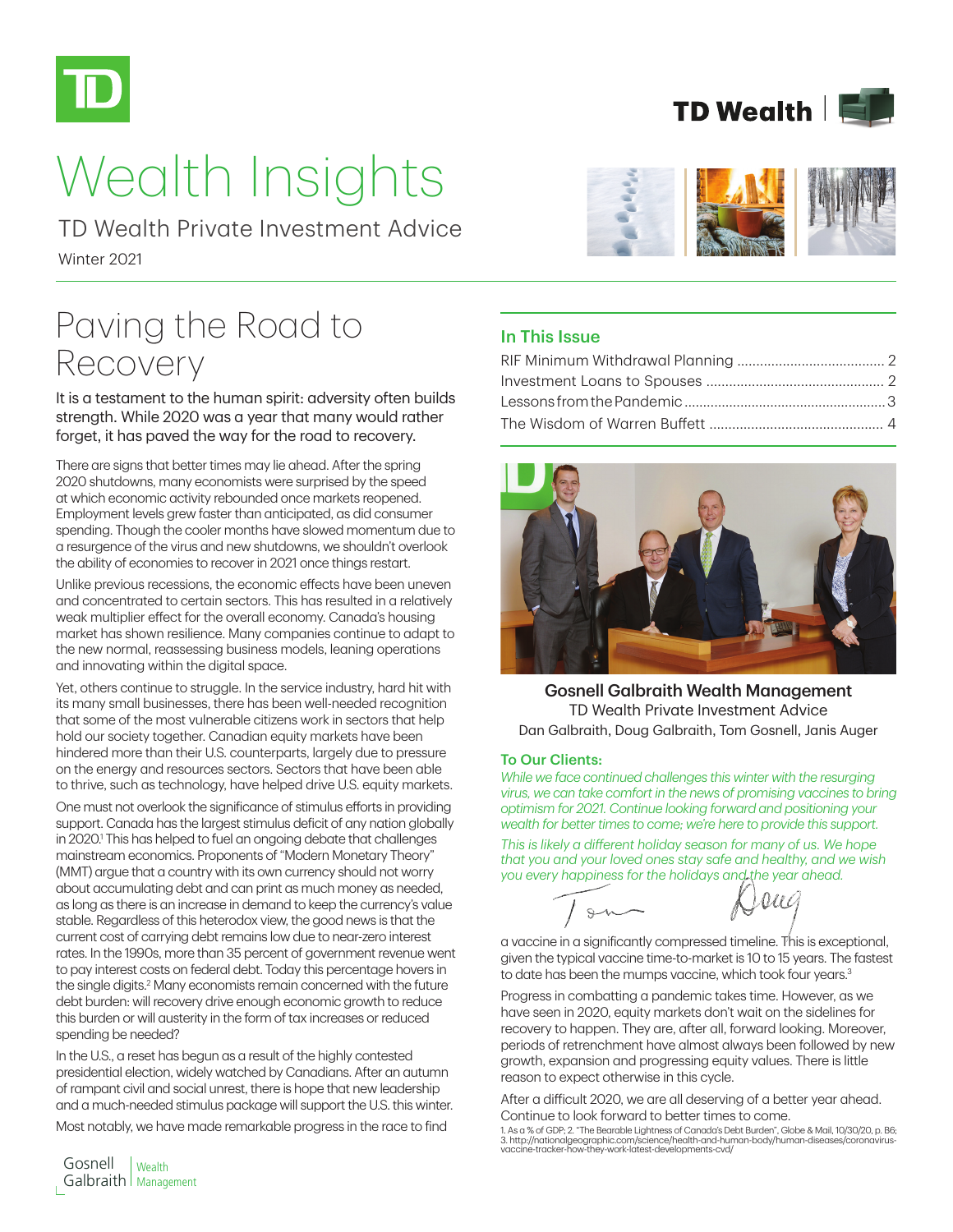# Wealth Insights

TD Wealth Private Investment Advice

Winter 2021

## In This Issue

RIF Minimum Withdrawal Planning ....... 2
Investment Loans to Spouses ....... 2
Lessons from the Pandemic ....... 3
The Wisdom of Warren Buffett ....... 4

**Gosnell Galbraith Wealth Management**
TD Wealth Private Investment Advice
Dan Galbraith, Doug Galbraith, Tom Gosnell, Janis Auger

### To Our Clients:

*While we face continued challenges this winter with the resurging virus, we can take comfort in the news of promising vaccines to bring optimism for 2021. Continue looking forward and positioning your wealth for better times to come; we're here to provide this support.*

*This is likely a different holiday season for many of us. We hope that you and your loved ones stay safe and healthy, and we wish you every happiness for the holidays and the year ahead.*

Tom Doug

# Paving the Road to Recovery

It is a testament to the human spirit: adversity often builds strength. While 2020 was a year that many would rather forget, it has paved the way for the road to recovery.

There are signs that better times may lie ahead. After the spring 2020 shutdowns, many economists were surprised by the speed at which economic activity rebounded once markets reopened. Employment levels grew faster than anticipated, as did consumer spending. Though the cooler months have slowed momentum due to a resurgence of the virus and new shutdowns, we shouldn't overlook the ability of economies to recover in 2021 once things restart.

Unlike previous recessions, the economic effects have been uneven and concentrated to certain sectors. This has resulted in a relatively weak multiplier effect for the overall economy. Canada's housing market has shown resilience. Many companies continue to adapt to the new normal, reassessing business models, leaning operations and innovating within the digital space.

Yet, others continue to struggle. In the service industry, hard hit with its many small businesses, there has been well-needed recognition that some of the most vulnerable citizens work in sectors that help hold our society together. Canadian equity markets have been hindered more than their U.S. counterparts, largely due to pressure on the energy and resources sectors. Sectors that have been able to thrive, such as technology, have helped drive U.S. equity markets.

One must not overlook the significance of stimulus efforts in providing support. Canada has the largest stimulus deficit of any nation globally in 2020.[1] This has helped to fuel an ongoing debate that challenges mainstream economics. Proponents of "Modern Monetary Theory" (MMT) argue that a country with its own currency should not worry about accumulating debt and can print as much money as needed, as long as there is an increase in demand to keep the currency's value stable. Regardless of this heterodox view, the good news is that the current cost of carrying debt remains low due to near-zero interest rates. In the 1990s, more than 35 percent of government revenue went to pay interest costs on federal debt. Today this percentage hovers in the single digits.[2] Many economists remain concerned with the future debt burden: will recovery drive enough economic growth to reduce this burden or will austerity in the form of tax increases or reduced spending be needed?

In the U.S., a reset has begun as a result of the highly contested presidential election, widely watched by Canadians. After an autumn of rampant civil and social unrest, there is hope that new leadership and a much-needed stimulus package will support the U.S. this winter.

Most notably, we have made remarkable progress in the race to find a vaccine in a significantly compressed timeline. This is exceptional, given the typical vaccine time-to-market is 10 to 15 years. The fastest to date has been the mumps vaccine, which took four years.[3]

Progress in combatting a pandemic takes time. However, as we have seen in 2020, equity markets don't wait on the sidelines for recovery to happen. They are, after all, forward looking. Moreover, periods of retrenchment have almost always been followed by new growth, expansion and progressing equity values. There is little reason to expect otherwise in this cycle.

After a difficult 2020, we are all deserving of a better year ahead. Continue to look forward to better times to come.

1. As a % of GDP; 2. "The Bearable Lightness of Canada's Debt Burden", Globe & Mail, 10/30/20, p. B6; 3. http://nationalgeographic.com/science/health-and-human-body/human-diseases/coronavirus-vaccine-tracker-how-they-work-latest-developments-cvd/

Gosnell Galbraith Wealth Management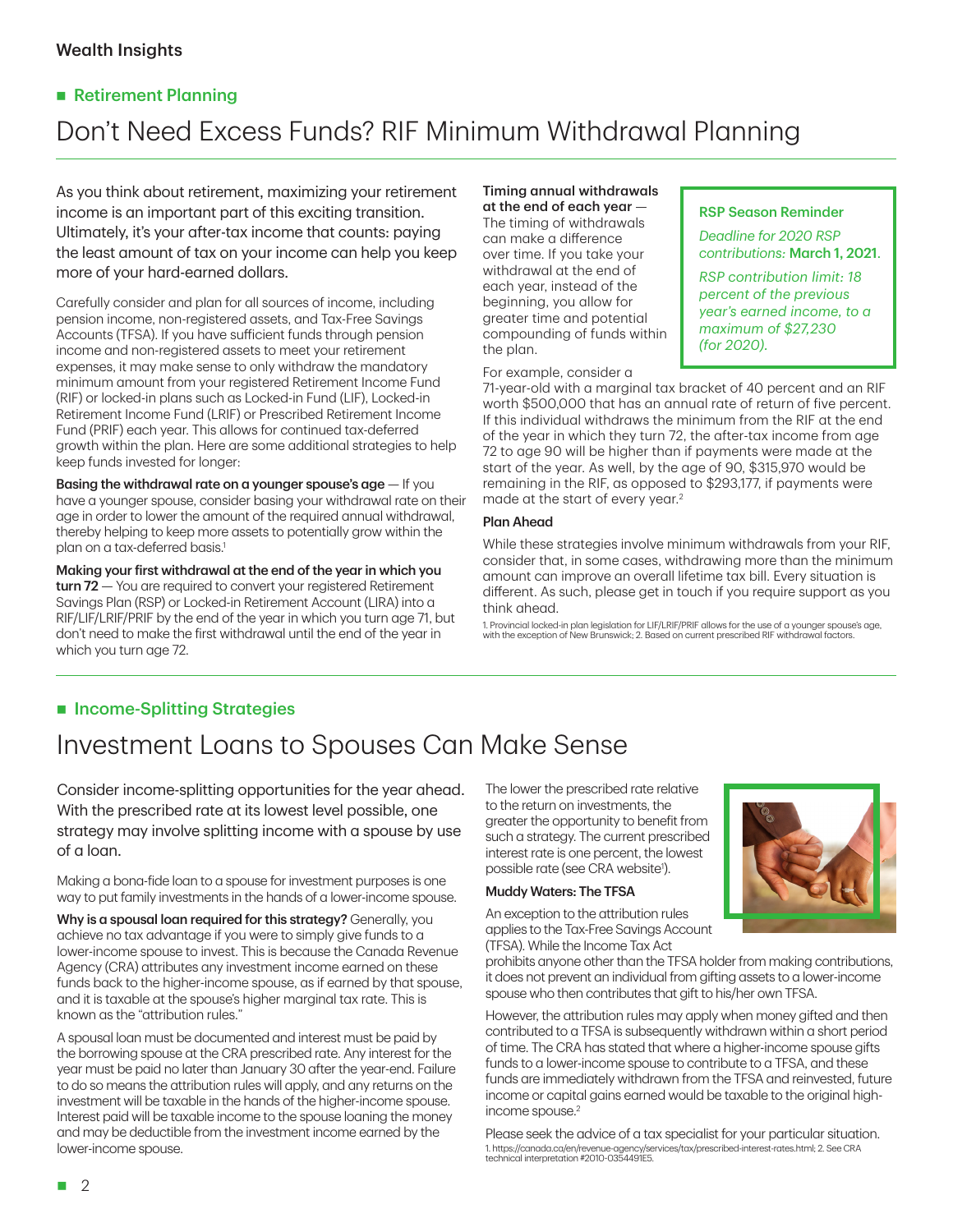Wealth Insights

## Retirement Planning

# Don't Need Excess Funds? RIF Minimum Withdrawal Planning

As you think about retirement, maximizing your retirement income is an important part of this exciting transition. Ultimately, it's your after-tax income that counts: paying the least amount of tax on your income can help you keep more of your hard-earned dollars.

Carefully consider and plan for all sources of income, including pension income, non-registered assets, and Tax-Free Savings Accounts (TFSA). If you have sufficient funds through pension income and non-registered assets to meet your retirement expenses, it may make sense to only withdraw the mandatory minimum amount from your registered Retirement Income Fund (RIF) or locked-in plans such as Locked-in Fund (LIF), Locked-in Retirement Income Fund (LRIF) or Prescribed Retirement Income Fund (PRIF) each year. This allows for continued tax-deferred growth within the plan. Here are some additional strategies to help keep funds invested for longer:

**Basing the withdrawal rate on a younger spouse's age** — If you have a younger spouse, consider basing your withdrawal rate on their age in order to lower the amount of the required annual withdrawal, thereby helping to keep more assets to potentially grow within the plan on a tax-deferred basis.[1]

**Making your first withdrawal at the end of the year in which you turn 72** — You are required to convert your registered Retirement Savings Plan (RSP) or Locked-in Retirement Account (LIRA) into a RIF/LIF/LRIF/PRIF by the end of the year in which you turn age 71, but don't need to make the first withdrawal until the end of the year in which you turn age 72.

**Timing annual withdrawals at the end of each year** — The timing of withdrawals can make a difference over time. If you take your withdrawal at the end of each year, instead of the beginning, you allow for greater time and potential compounding of funds within the plan.

For example, consider a 71-year-old with a marginal tax bracket of 40 percent and an RIF worth $500,000 that has an annual rate of return of five percent. If this individual withdraws the minimum from the RIF at the end of the year in which they turn 72, the after-tax income from age 72 to age 90 will be higher than if payments were made at the start of the year. As well, by the age of 90, $315,970 would be remaining in the RIF, as opposed to $293,177, if payments were made at the start of every year.[2]

> **RSP Season Reminder**
>
> *Deadline for 2020 RSP contributions:* **March 1, 2021**.
>
> *RSP contribution limit: 18 percent of the previous year's earned income, to a maximum of $27,230 (for 2020).*

### Plan Ahead

While these strategies involve minimum withdrawals from your RIF, consider that, in some cases, withdrawing more than the minimum amount can improve an overall lifetime tax bill. Every situation is different. As such, please get in touch if you require support as you think ahead.

1. Provincial locked-in plan legislation for LIF/LRIF/PRIF allows for the use of a younger spouse's age, with the exception of New Brunswick; 2. Based on current prescribed RIF withdrawal factors.

## Income-Splitting Strategies

# Investment Loans to Spouses Can Make Sense

Consider income-splitting opportunities for the year ahead. With the prescribed rate at its lowest level possible, one strategy may involve splitting income with a spouse by use of a loan.

Making a bona-fide loan to a spouse for investment purposes is one way to put family investments in the hands of a lower-income spouse.

**Why is a spousal loan required for this strategy?** Generally, you achieve no tax advantage if you were to simply give funds to a lower-income spouse to invest. This is because the Canada Revenue Agency (CRA) attributes any investment income earned on these funds back to the higher-income spouse, as if earned by that spouse, and it is taxable at the spouse's higher marginal tax rate. This is known as the "attribution rules."

A spousal loan must be documented and interest must be paid by the borrowing spouse at the CRA prescribed rate. Any interest for the year must be paid no later than January 30 after the year-end. Failure to do so means the attribution rules will apply, and any returns on the investment will be taxable in the hands of the higher-income spouse. Interest paid will be taxable income to the spouse loaning the money and may be deductible from the investment income earned by the lower-income spouse.

The lower the prescribed rate relative to the return on investments, the greater the opportunity to benefit from such a strategy. The current prescribed interest rate is one percent, the lowest possible rate (see CRA website[1]).

### Muddy Waters: The TFSA

An exception to the attribution rules applies to the Tax-Free Savings Account (TFSA). While the Income Tax Act prohibits anyone other than the TFSA holder from making contributions, it does not prevent an individual from gifting assets to a lower-income spouse who then contributes that gift to his/her own TFSA.

However, the attribution rules may apply when money gifted and then contributed to a TFSA is subsequently withdrawn within a short period of time. The CRA has stated that where a higher-income spouse gifts funds to a lower-income spouse to contribute to a TFSA, and these funds are immediately withdrawn from the TFSA and reinvested, future income or capital gains earned would be taxable to the original high-income spouse.[2]

Please seek the advice of a tax specialist for your particular situation.

1. https://canada.ca/en/revenue-agency/services/tax/prescribed-interest-rates.html; 2. See CRA technical interpretation #2010-0354491E5.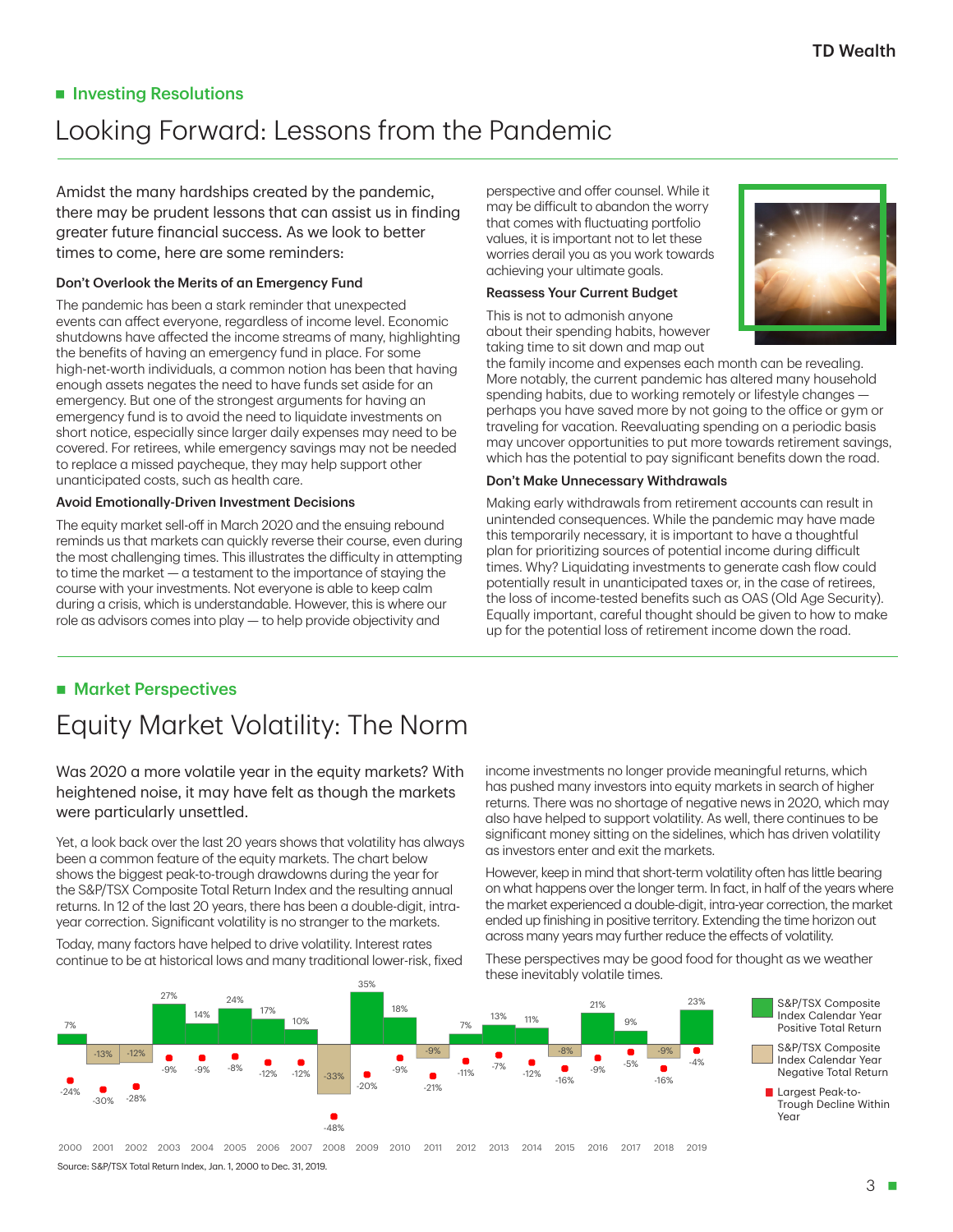## Investing Resolutions

# Looking Forward: Lessons from the Pandemic

Amidst the many hardships created by the pandemic, there may be prudent lessons that can assist us in finding greater future financial success. As we look to better times to come, here are some reminders:

### Don't Overlook the Merits of an Emergency Fund

The pandemic has been a stark reminder that unexpected events can affect everyone, regardless of income level. Economic shutdowns have affected the income streams of many, highlighting the benefits of having an emergency fund in place. For some high-net-worth individuals, a common notion has been that having enough assets negates the need to have funds set aside for an emergency. But one of the strongest arguments for having an emergency fund is to avoid the need to liquidate investments on short notice, especially since larger daily expenses may need to be covered. For retirees, while emergency savings may not be needed to replace a missed paycheque, they may help support other unanticipated costs, such as health care.

### Avoid Emotionally-Driven Investment Decisions

The equity market sell-off in March 2020 and the ensuing rebound reminds us that markets can quickly reverse their course, even during the most challenging times. This illustrates the difficulty in attempting to time the market — a testament to the importance of staying the course with your investments. Not everyone is able to keep calm during a crisis, which is understandable. However, this is where our role as advisors comes into play — to help provide objectivity and perspective and offer counsel. While it may be difficult to abandon the worry that comes with fluctuating portfolio values, it is important not to let these worries derail you as you work towards achieving your ultimate goals.

### Reassess Your Current Budget

This is not to admonish anyone about their spending habits, however taking time to sit down and map out the family income and expenses each month can be revealing. More notably, the current pandemic has altered many household spending habits, due to working remotely or lifestyle changes — perhaps you have saved more by not going to the office or gym or traveling for vacation. Reevaluating spending on a periodic basis may uncover opportunities to put more towards retirement savings, which has the potential to pay significant benefits down the road.

### Don't Make Unnecessary Withdrawals

Making early withdrawals from retirement accounts can result in unintended consequences. While the pandemic may have made this temporarily necessary, it is important to have a thoughtful plan for prioritizing sources of potential income during difficult times. Why? Liquidating investments to generate cash flow could potentially result in unanticipated taxes or, in the case of retirees, the loss of income-tested benefits such as OAS (Old Age Security). Equally important, careful thought should be given to how to make up for the potential loss of retirement income down the road.

## Market Perspectives

# Equity Market Volatility: The Norm

Was 2020 a more volatile year in the equity markets? With heightened noise, it may have felt as though the markets were particularly unsettled.

Yet, a look back over the last 20 years shows that volatility has always been a common feature of the equity markets. The chart below shows the biggest peak-to-trough drawdowns during the year for the S&P/TSX Composite Total Return Index and the resulting annual returns. In 12 of the last 20 years, there has been a double-digit, intra-year correction. Significant volatility is no stranger to the markets.

Today, many factors have helped to drive volatility. Interest rates continue to be at historical lows and many traditional lower-risk, fixed income investments no longer provide meaningful returns, which has pushed many investors into equity markets in search of higher returns. There was no shortage of negative news in 2020, which may also have helped to support volatility. As well, there continues to be significant money sitting on the sidelines, which has driven volatility as investors enter and exit the markets.

However, keep in mind that short-term volatility often has little bearing on what happens over the longer term. In fact, in half of the years where the market experienced a double-digit, intra-year correction, the market ended up finishing in positive territory. Extending the time horizon out across many years may further reduce the effects of volatility.

These perspectives may be good food for thought as we weather these inevitably volatile times.

| Year | S&P/TSX Composite Index Calendar Year Total Return | Largest Peak-to-Trough Decline Within Year |
|---|---|---|
| 2000 | 7% | -24% |
| 2001 | -13% | -30% |
| 2002 | -12% | -28% |
| 2003 | 27% | -9% |
| 2004 | 14% | -9% |
| 2005 | 24% | -8% |
| 2006 | 17% | -12% |
| 2007 | 10% | -12% |
| 2008 | -33% | -48% |
| 2009 | 35% | -20% |
| 2010 | 18% | -9% |
| 2011 | -9% | -21% |
| 2012 | 7% | -11% |
| 2013 | 13% | -7% |
| 2014 | 11% | -12% |
| 2015 | -8% | -16% |
| 2016 | 21% | -9% |
| 2017 | 9% | -5% |
| 2018 | -9% | -16% |
| 2019 | 23% | -4% |

Source: S&P/TSX Total Return Index, Jan. 1, 2000 to Dec. 31, 2019.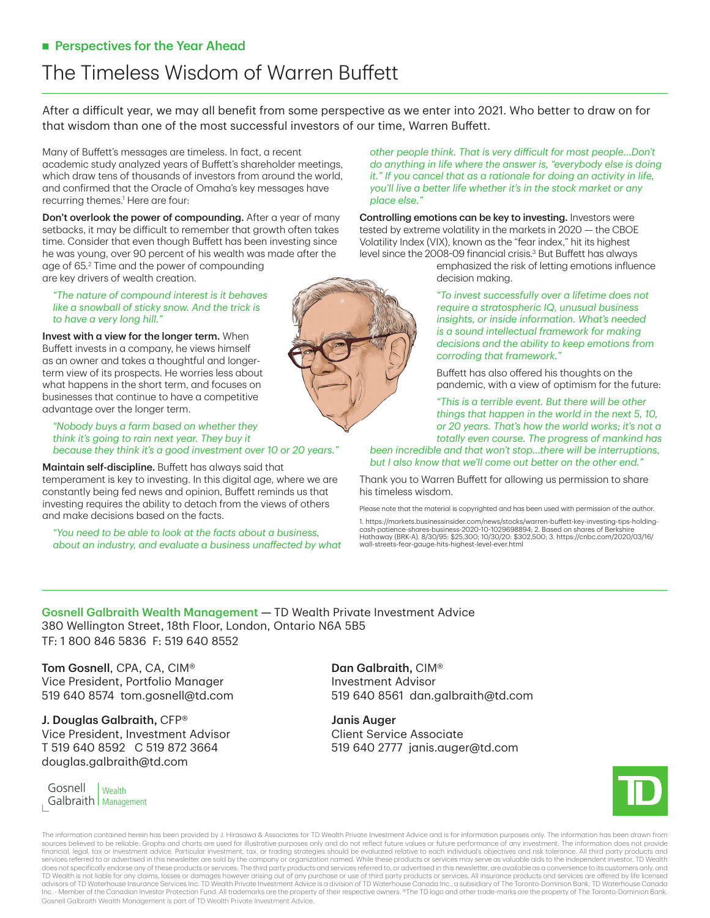■ Perspectives for the Year Ahead

# The Timeless Wisdom of Warren Buffett

After a difficult year, we may all benefit from some perspective as we enter into 2021. Who better to draw on for that wisdom than one of the most successful investors of our time, Warren Buffett.

Many of Buffett's messages are timeless. In fact, a recent academic study analyzed years of Buffett's shareholder meetings, which draw tens of thousands of investors from around the world, and confirmed that the Oracle of Omaha's key messages have recurring themes.[1] Here are four:

**Don't overlook the power of compounding.** After a year of many setbacks, it may be difficult to remember that growth often takes time. Consider that even though Buffett has been investing since he was young, over 90 percent of his wealth was made after the age of 65.[2] Time and the power of compounding are key drivers of wealth creation.

*"The nature of compound interest is it behaves like a snowball of sticky snow. And the trick is to have a very long hill."*

**Invest with a view for the longer term.** When Buffett invests in a company, he views himself as an owner and takes a thoughtful and longer-term view of its prospects. He worries less about what happens in the short term, and focuses on businesses that continue to have a competitive advantage over the longer term.

*"Nobody buys a farm based on whether they think it's going to rain next year. They buy it because they think it's a good investment over 10 or 20 years."*

**Maintain self-discipline.** Buffett has always said that temperament is key to investing. In this digital age, where we are constantly being fed news and opinion, Buffett reminds us that investing requires the ability to detach from the views of others and make decisions based on the facts.

*"You need to be able to look at the facts about a business, about an industry, and evaluate a business unaffected by what other people think. That is very difficult for most people...Don't do anything in life where the answer is, "everybody else is doing it." If you cancel that as a rationale for doing an activity in life, you'll live a better life whether it's in the stock market or any place else."*

**Controlling emotions can be key to investing.** Investors were tested by extreme volatility in the markets in 2020 — the CBOE Volatility Index (VIX), known as the "fear index," hit its highest level since the 2008-09 financial crisis.[3] But Buffett has always emphasized the risk of letting emotions influence decision making.

*"To invest successfully over a lifetime does not require a stratospheric IQ, unusual business insights, or inside information. What's needed is a sound intellectual framework for making decisions and the ability to keep emotions from corroding that framework."*

Buffett has also offered his thoughts on the pandemic, with a view of optimism for the future:

*"This is a terrible event. But there will be other things that happen in the world in the next 5, 10, or 20 years. That's how the world works; it's not a totally even course. The progress of mankind has been incredible and that won't stop...there will be interruptions, but I also know that we'll come out better on the other end."*

Thank you to Warren Buffett for allowing us permission to share his timeless wisdom.

Please note that the material is copyrighted and has been used with permission of the author.

1. https://markets.businessinsider.com/news/stocks/warren-buffett-key-investing-tips-holding-cash-patience-shares-business-2020-10-1029698894; 2. Based on shares of Berkshire Hathaway (BRK-A). 8/30/95: $25,300; 10/30/20: $302,500; 3. https://cnbc.com/2020/03/16/wall-streets-fear-gauge-hits-highest-level-ever.html

**Gosnell Galbraith Wealth Management** — TD Wealth Private Investment Advice
380 Wellington Street, 18th Floor, London, Ontario N6A 5B5
TF: 1 800 846 5836 F: 519 640 8552

**Tom Gosnell**, CPA, CA, CIM®
Vice President, Portfolio Manager
519 640 8574 tom.gosnell@td.com

**J. Douglas Galbraith,** CFP®
Vice President, Investment Advisor
T 519 640 8592 C 519 872 3664
douglas.galbraith@td.com

**Dan Galbraith,** CIM®
Investment Advisor
519 640 8561 dan.galbraith@td.com

**Janis Auger**
Client Service Associate
519 640 2777 janis.auger@td.com

Gosnell Galbraith | Wealth Management

The information contained herein has been provided by J. Hirasawa & Associates for TD Wealth Private Investment Advice and is for information purposes only. The information has been drawn from sources believed to be reliable. Graphs and charts are used for illustrative purposes only and do not reflect future values or future performance of any investment. The information does not provide financial, legal, tax or investment advice. Particular investment, tax, or trading strategies should be evaluated relative to each individual's objectives and risk tolerance. All third party products and services referred to or advertised in this newsletter are sold by the company or organization named. While these products or services may serve as valuable aids to the independent investor, TD Wealth does not specifically endorse any of these products or services. The third party products and services referred to, or advertised in this newsletter, are available as a convenience to its customers only, and TD Wealth is not liable for any claims, losses or damages however arising out of any purchase or use of third party products or services. All insurance products and services are offered by life licensed advisors of TD Waterhouse Insurance Services Inc. TD Wealth Private Investment Advice is a division of TD Waterhouse Canada Inc., a subsidiary of The Toronto-Dominion Bank. TD Waterhouse Canada Inc. - Member of the Canadian Investor Protection Fund. All trademarks are the property of their respective owners. ®The TD logo and other trade-marks are the property of The Toronto-Dominion Bank. Gosnell Galbraith Wealth Management is part of TD Wealth Private Investment Advice.